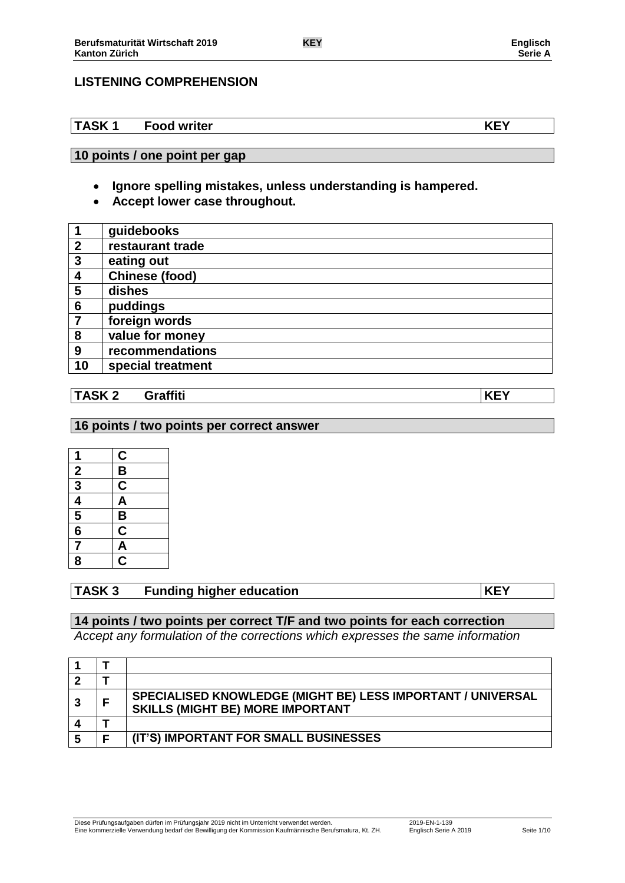## LISTENING COMPREHENSION

| TASK 1 | Food writer | KEY |
|---|---|---|

**10 points / one point per gap**

- **Ignore spelling mistakes, unless understanding is hampered.**
- **Accept lower case throughout.**

| | |
|---|---|
| **1** | **guidebooks** |
| **2** | **restaurant trade** |
| **3** | **eating out** |
| **4** | **Chinese (food)** |
| **5** | **dishes** |
| **6** | **puddings** |
| **7** | **foreign words** |
| **8** | **value for money** |
| **9** | **recommendations** |
| **10** | **special treatment** |

| TASK 2 | Graffiti | KEY |
|---|---|---|

**16 points / two points per correct answer**

| | |
|---|---|
| **1** | **C** |
| **2** | **B** |
| **3** | **C** |
| **4** | **A** |
| **5** | **B** |
| **6** | **C** |
| **7** | **A** |
| **8** | **C** |

| TASK 3 | Funding higher education | KEY |
|---|---|---|

**14 points / two points per correct T/F and two points for each correction**

*Accept any formulation of the corrections which expresses the same information*

| | | |
|---|---|---|
| **1** | **T** | |
| **2** | **T** | |
| **3** | **F** | **SPECIALISED KNOWLEDGE (MIGHT BE) LESS IMPORTANT / UNIVERSAL SKILLS (MIGHT BE) MORE IMPORTANT** |
| **4** | **T** | |
| **5** | **F** | **(IT'S) IMPORTANT FOR SMALL BUSINESSES** |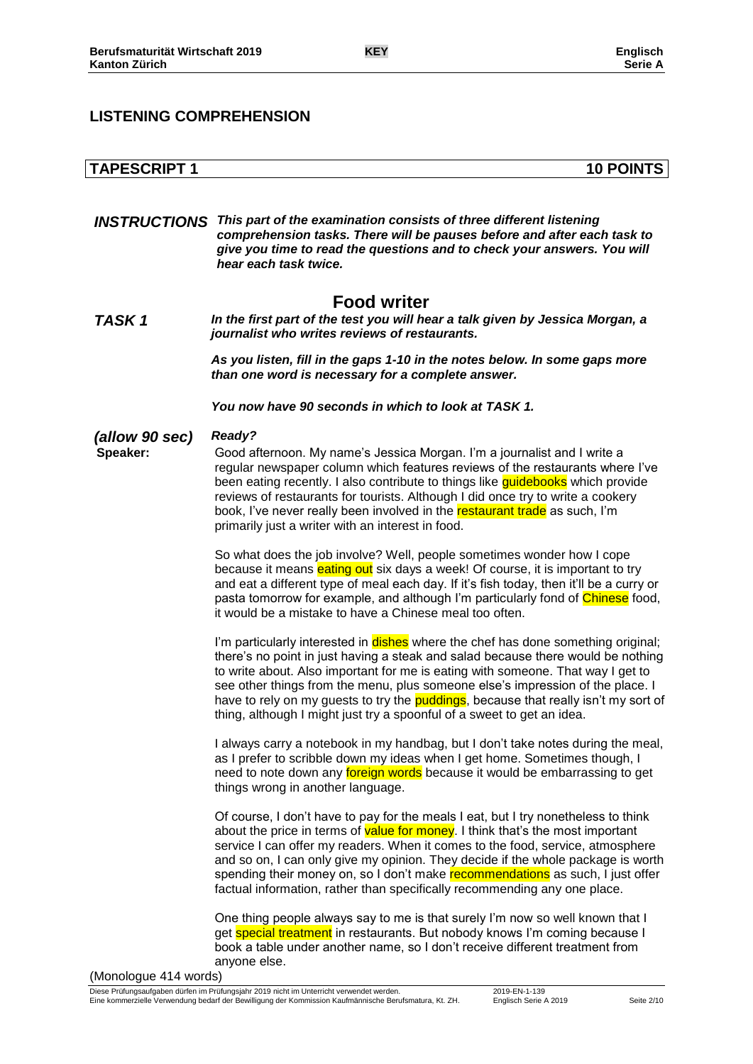## LISTENING COMPREHENSION

| TAPESCRIPT 1 | 10 POINTS |
|---|---|

***INSTRUCTIONS*** ***This part of the examination consists of three different listening comprehension tasks. There will be pauses before and after each task to give you time to read the questions and to check your answers. You will hear each task twice.***

# Food writer

***TASK 1*** ***In the first part of the test you will hear a talk given by Jessica Morgan, a journalist who writes reviews of restaurants.***

***As you listen, fill in the gaps 1-10 in the notes below. In some gaps more than one word is necessary for a complete answer.***

***You now have 90 seconds in which to look at TASK 1.***

***(allow 90 sec)*** ***Ready?***

**Speaker:**

Good afternoon. My name's Jessica Morgan. I'm a journalist and I write a regular newspaper column which features reviews of the restaurants where I've been eating recently. I also contribute to things like guidebooks which provide reviews of restaurants for tourists. Although I did once try to write a cookery book, I've never really been involved in the restaurant trade as such, I'm primarily just a writer with an interest in food.

So what does the job involve? Well, people sometimes wonder how I cope because it means eating out six days a week! Of course, it is important to try and eat a different type of meal each day. If it's fish today, then it'll be a curry or pasta tomorrow for example, and although I'm particularly fond of Chinese food, it would be a mistake to have a Chinese meal too often.

I'm particularly interested in dishes where the chef has done something original; there's no point in just having a steak and salad because there would be nothing to write about. Also important for me is eating with someone. That way I get to see other things from the menu, plus someone else's impression of the place. I have to rely on my guests to try the puddings, because that really isn't my sort of thing, although I might just try a spoonful of a sweet to get an idea.

I always carry a notebook in my handbag, but I don't take notes during the meal, as I prefer to scribble down my ideas when I get home. Sometimes though, I need to note down any foreign words because it would be embarrassing to get things wrong in another language.

Of course, I don't have to pay for the meals I eat, but I try nonetheless to think about the price in terms of value for money. I think that's the most important service I can offer my readers. When it comes to the food, service, atmosphere and so on, I can only give my opinion. They decide if the whole package is worth spending their money on, so I don't make recommendations as such, I just offer factual information, rather than specifically recommending any one place.

One thing people always say to me is that surely I'm now so well known that I get special treatment in restaurants. But nobody knows I'm coming because I book a table under another name, so I don't receive different treatment from anyone else.

(Monologue 414 words)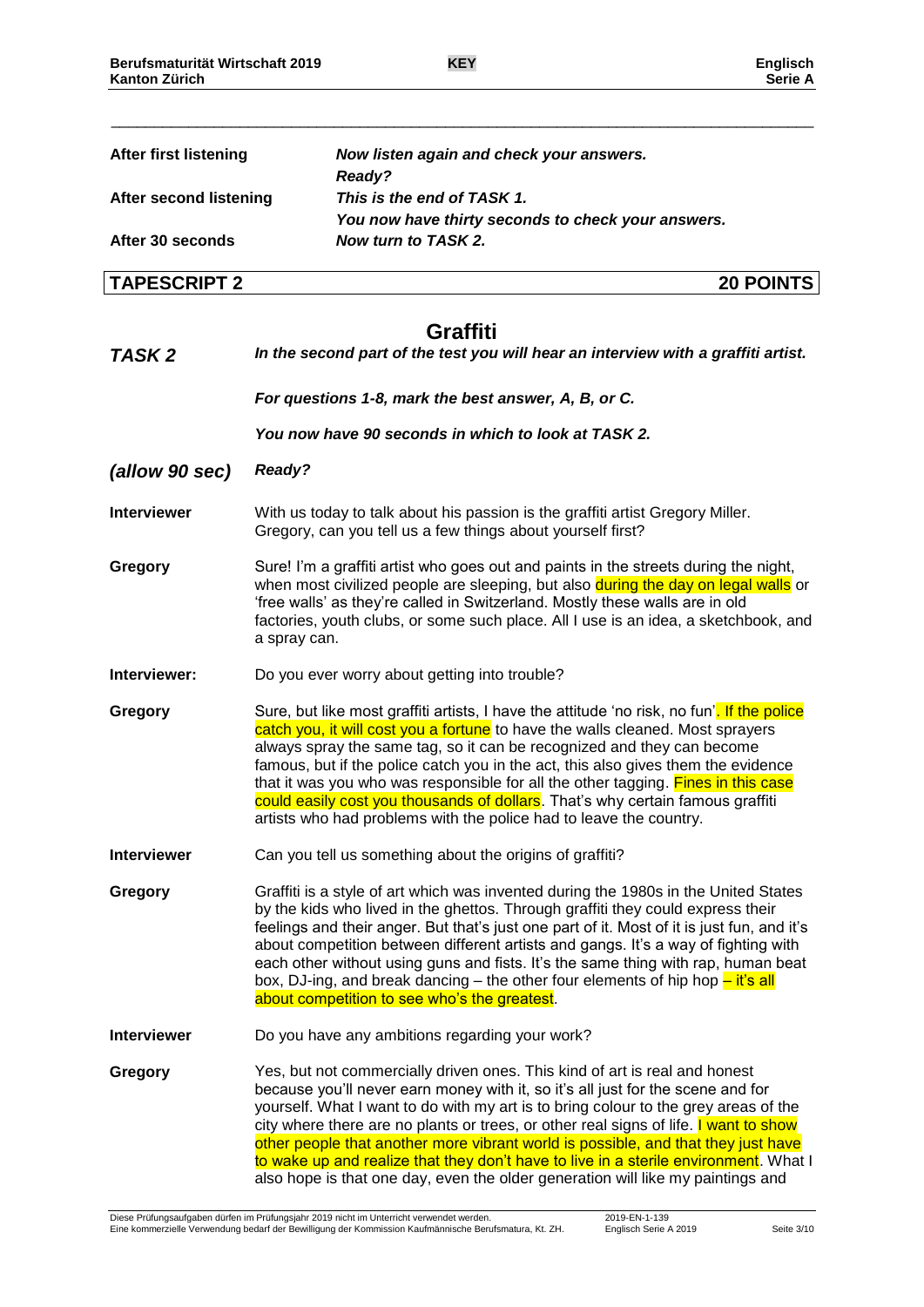| | |
|---|---|
| **After first listening** | ***Now listen again and check your answers.*** ***Ready?*** |
| **After second listening** | ***This is the end of TASK 1.*** ***You now have thirty seconds to check your answers.*** |
| **After 30 seconds** | ***Now turn to TASK 2.*** |

## TAPESCRIPT 2 — 20 POINTS

## Graffiti

***TASK 2*** ***In the second part of the test you will hear an interview with a graffiti artist.***

***For questions 1-8, mark the best answer, A, B, or C.***

***You now have 90 seconds in which to look at TASK 2.***

***(allow 90 sec)*** ***Ready?***

**Interviewer** With us today to talk about his passion is the graffiti artist Gregory Miller. Gregory, can you tell us a few things about yourself first?

**Gregory** Sure! I'm a graffiti artist who goes out and paints in the streets during the night, when most civilized people are sleeping, but also during the day on legal walls or 'free walls' as they're called in Switzerland. Mostly these walls are in old factories, youth clubs, or some such place. All I use is an idea, a sketchbook, and a spray can.

**Interviewer:** Do you ever worry about getting into trouble?

**Gregory** Sure, but like most graffiti artists, I have the attitude 'no risk, no fun'. If the police catch you, it will cost you a fortune to have the walls cleaned. Most sprayers always spray the same tag, so it can be recognized and they can become famous, but if the police catch you in the act, this also gives them the evidence that it was you who was responsible for all the other tagging. Fines in this case could easily cost you thousands of dollars. That's why certain famous graffiti artists who had problems with the police had to leave the country.

**Interviewer** Can you tell us something about the origins of graffiti?

**Gregory** Graffiti is a style of art which was invented during the 1980s in the United States by the kids who lived in the ghettos. Through graffiti they could express their feelings and their anger. But that's just one part of it. Most of it is just fun, and it's about competition between different artists and gangs. It's a way of fighting with each other without using guns and fists. It's the same thing with rap, human beat box, DJ-ing, and break dancing – the other four elements of hip hop – it's all about competition to see who's the greatest.

**Interviewer** Do you have any ambitions regarding your work?

**Gregory** Yes, but not commercially driven ones. This kind of art is real and honest because you'll never earn money with it, so it's all just for the scene and for yourself. What I want to do with my art is to bring colour to the grey areas of the city where there are no plants or trees, or other real signs of life. I want to show other people that another more vibrant world is possible, and that they just have to wake up and realize that they don't have to live in a sterile environment. What I also hope is that one day, even the older generation will like my paintings and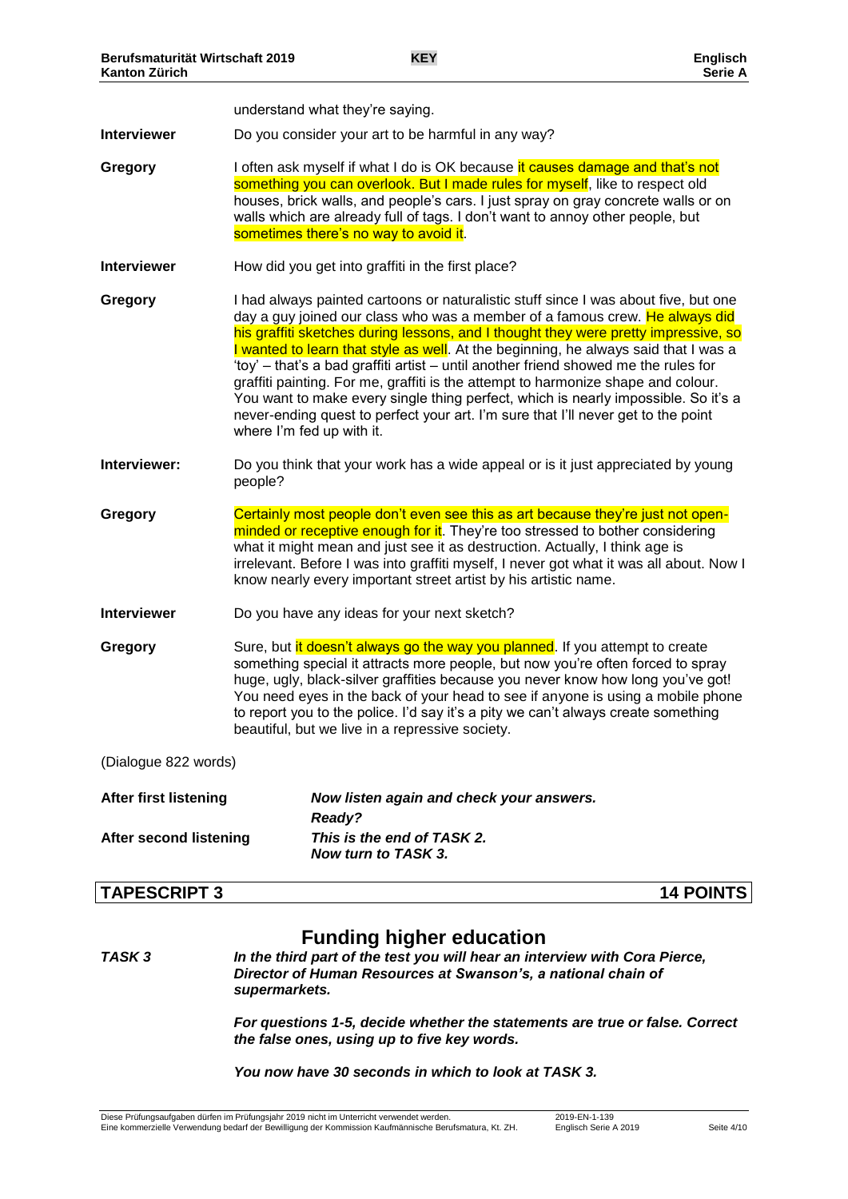understand what they're saying.

**Interviewer** Do you consider your art to be harmful in any way?

**Gregory** I often ask myself if what I do is OK because it causes damage and that's not something you can overlook. But I made rules for myself, like to respect old houses, brick walls, and people's cars. I just spray on gray concrete walls or on walls which are already full of tags. I don't want to annoy other people, but sometimes there's no way to avoid it.

**Interviewer** How did you get into graffiti in the first place?

**Gregory** I had always painted cartoons or naturalistic stuff since I was about five, but one day a guy joined our class who was a member of a famous crew. He always did his graffiti sketches during lessons, and I thought they were pretty impressive, so I wanted to learn that style as well. At the beginning, he always said that I was a 'toy' – that's a bad graffiti artist – until another friend showed me the rules for graffiti painting. For me, graffiti is the attempt to harmonize shape and colour. You want to make every single thing perfect, which is nearly impossible. So it's a never-ending quest to perfect your art. I'm sure that I'll never get to the point where I'm fed up with it.

**Interviewer:** Do you think that your work has a wide appeal or is it just appreciated by young people?

**Gregory** Certainly most people don't even see this as art because they're just not open-minded or receptive enough for it. They're too stressed to bother considering what it might mean and just see it as destruction. Actually, I think age is irrelevant. Before I was into graffiti myself, I never got what it was all about. Now I know nearly every important street artist by his artistic name.

**Interviewer** Do you have any ideas for your next sketch?

**Gregory** Sure, but it doesn't always go the way you planned. If you attempt to create something special it attracts more people, but now you're often forced to spray huge, ugly, black-silver graffities because you never know how long you've got! You need eyes in the back of your head to see if anyone is using a mobile phone to report you to the police. I'd say it's a pity we can't always create something beautiful, but we live in a repressive society.

(Dialogue 822 words)

**After first listening** ***Now listen again and check your answers.***
***Ready?***

**After second listening** ***This is the end of TASK 2.***
***Now turn to TASK 3.***

## TAPESCRIPT 3 — 14 POINTS

# Funding higher education

***TASK 3*** ***In the third part of the test you will hear an interview with Cora Pierce, Director of Human Resources at Swanson's, a national chain of supermarkets.***

***For questions 1-5, decide whether the statements are true or false. Correct the false ones, using up to five key words.***

***You now have 30 seconds in which to look at TASK 3.***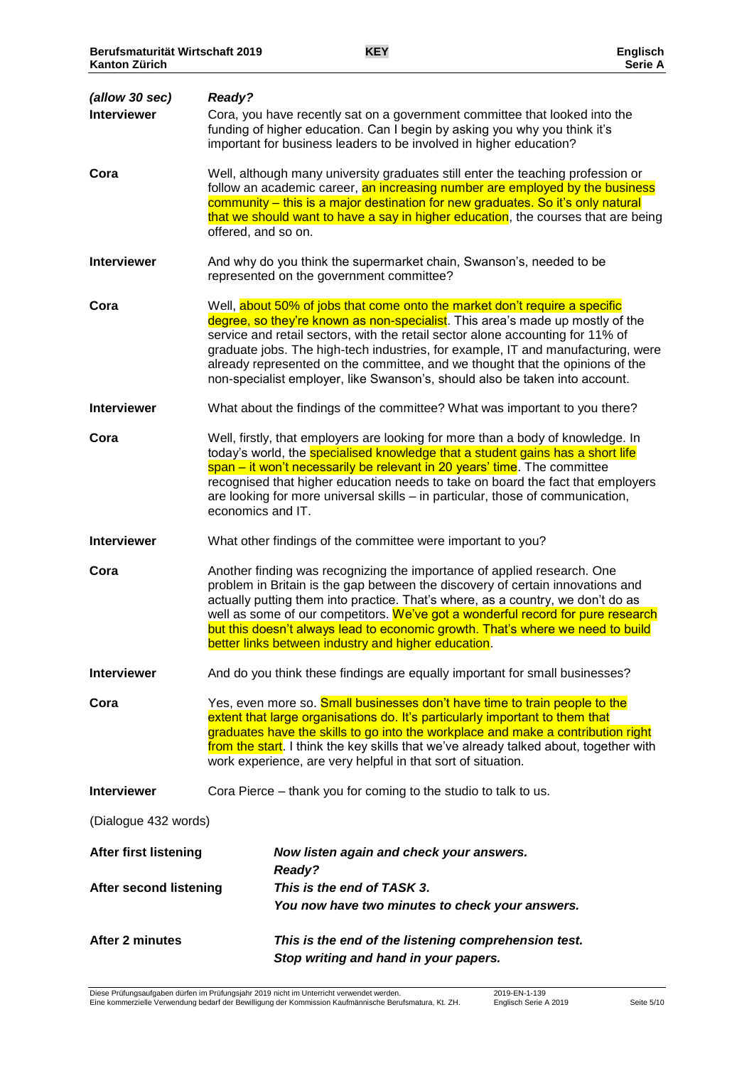| *(allow 30 sec)* | ***Ready?*** |
|---|---|
| **Interviewer** | Cora, you have recently sat on a government committee that looked into the funding of higher education. Can I begin by asking you why you think it's important for business leaders to be involved in higher education? |
| **Cora** | Well, although many university graduates still enter the teaching profession or follow an academic career, an increasing number are employed by the business community – this is a major destination for new graduates. So it's only natural that we should want to have a say in higher education, the courses that are being offered, and so on. |
| **Interviewer** | And why do you think the supermarket chain, Swanson's, needed to be represented on the government committee? |
| **Cora** | Well, about 50% of jobs that come onto the market don't require a specific degree, so they're known as non-specialist. This area's made up mostly of the service and retail sectors, with the retail sector alone accounting for 11% of graduate jobs. The high-tech industries, for example, IT and manufacturing, were already represented on the committee, and we thought that the opinions of the non-specialist employer, like Swanson's, should also be taken into account. |
| **Interviewer** | What about the findings of the committee? What was important to you there? |
| **Cora** | Well, firstly, that employers are looking for more than a body of knowledge. In today's world, the specialised knowledge that a student gains has a short life span – it won't necessarily be relevant in 20 years' time. The committee recognised that higher education needs to take on board the fact that employers are looking for more universal skills – in particular, those of communication, economics and IT. |
| **Interviewer** | What other findings of the committee were important to you? |
| **Cora** | Another finding was recognizing the importance of applied research. One problem in Britain is the gap between the discovery of certain innovations and actually putting them into practice. That's where, as a country, we don't do as well as some of our competitors. We've got a wonderful record for pure research but this doesn't always lead to economic growth. That's where we need to build better links between industry and higher education. |
| **Interviewer** | And do you think these findings are equally important for small businesses? |
| **Cora** | Yes, even more so. Small businesses don't have time to train people to the extent that large organisations do. It's particularly important to them that graduates have the skills to go into the workplace and make a contribution right from the start. I think the key skills that we've already talked about, together with work experience, are very helpful in that sort of situation. |
| **Interviewer** | Cora Pierce – thank you for coming to the studio to talk to us. |

(Dialogue 432 words)

| | |
|---|---|
| **After first listening** | ***Now listen again and check your answers.*** ***Ready?*** |
| **After second listening** | ***This is the end of TASK 3.*** ***You now have two minutes to check your answers.*** |
| **After 2 minutes** | ***This is the end of the listening comprehension test.*** ***Stop writing and hand in your papers.*** |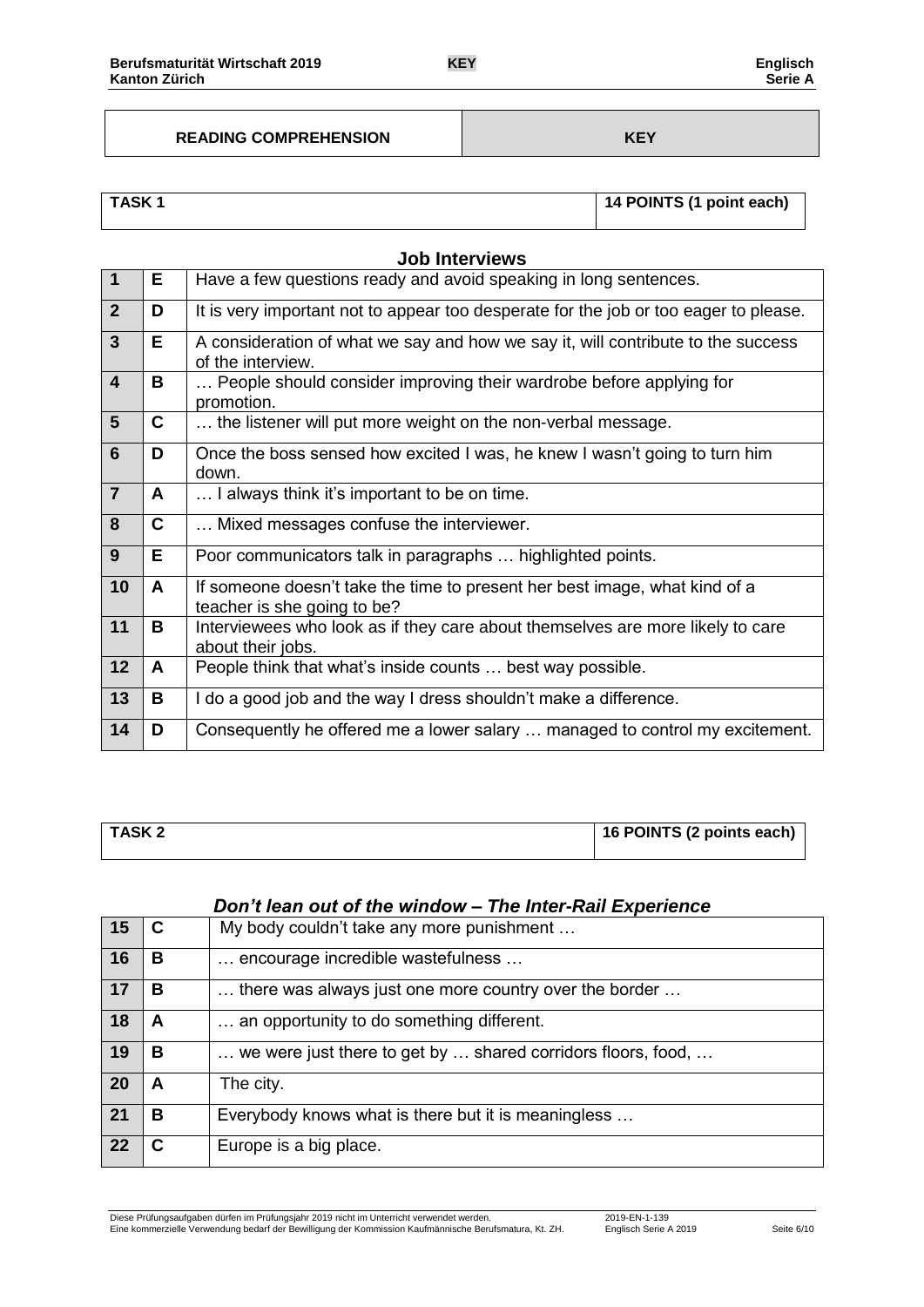| READING COMPREHENSION | KEY |
|---|---|

| TASK 1 | 14 POINTS (1 point each) |
|---|---|

### Job Interviews

| | | |
|---|---|---|
| **1** | **E** | Have a few questions ready and avoid speaking in long sentences. |
| **2** | **D** | It is very important not to appear too desperate for the job or too eager to please. |
| **3** | **E** | A consideration of what we say and how we say it, will contribute to the success of the interview. |
| **4** | **B** | … People should consider improving their wardrobe before applying for promotion. |
| **5** | **C** | … the listener will put more weight on the non-verbal message. |
| **6** | **D** | Once the boss sensed how excited I was, he knew I wasn't going to turn him down. |
| **7** | **A** | … I always think it's important to be on time. |
| **8** | **C** | … Mixed messages confuse the interviewer. |
| **9** | **E** | Poor communicators talk in paragraphs … highlighted points. |
| **10** | **A** | If someone doesn't take the time to present her best image, what kind of a teacher is she going to be? |
| **11** | **B** | Interviewees who look as if they care about themselves are more likely to care about their jobs. |
| **12** | **A** | People think that what's inside counts … best way possible. |
| **13** | **B** | I do a good job and the way I dress shouldn't make a difference. |
| **14** | **D** | Consequently he offered me a lower salary … managed to control my excitement. |

| TASK 2 | 16 POINTS (2 points each) |
|---|---|

### *Don't lean out of the window – The Inter-Rail Experience*

| | | |
|---|---|---|
| **15** | **C** | My body couldn't take any more punishment … |
| **16** | **B** | … encourage incredible wastefulness … |
| **17** | **B** | … there was always just one more country over the border … |
| **18** | **A** | … an opportunity to do something different. |
| **19** | **B** | … we were just there to get by … shared corridors floors, food, … |
| **20** | **A** | The city. |
| **21** | **B** | Everybody knows what is there but it is meaningless … |
| **22** | **C** | Europe is a big place. |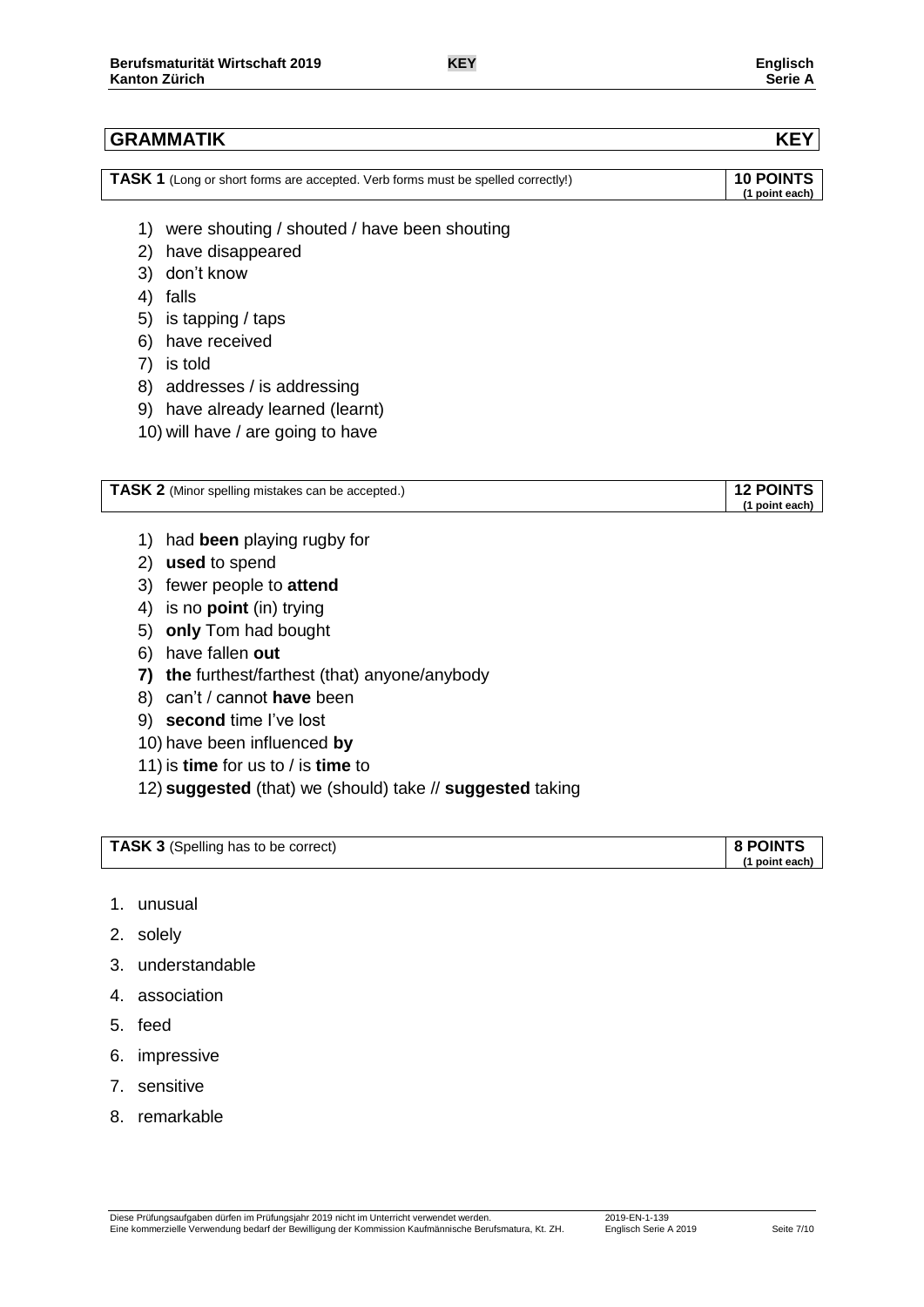## GRAMMATIK KEY

**TASK 1** (Long or short forms are accepted. Verb forms must be spelled correctly!) **10 POINTS** **(1 point each)**

1) were shouting / shouted / have been shouting
2) have disappeared
3) don't know
4) falls
5) is tapping / taps
6) have received
7) is told
8) addresses / is addressing
9) have already learned (learnt)
10) will have / are going to have

**TASK 2** (Minor spelling mistakes can be accepted.) **12 POINTS** **(1 point each)**

1) had **been** playing rugby for
2) **used** to spend
3) fewer people to **attend**
4) is no **point** (in) trying
5) **only** Tom had bought
6) have fallen **out**
7) **the** furthest/farthest (that) anyone/anybody
8) can't / cannot **have** been
9) **second** time I've lost
10) have been influenced **by**
11) is **time** for us to / is **time** to
12) **suggested** (that) we (should) take // **suggested** taking

**TASK 3** (Spelling has to be correct) **8 POINTS** **(1 point each)**

1. unusual
2. solely
3. understandable
4. association
5. feed
6. impressive
7. sensitive
8. remarkable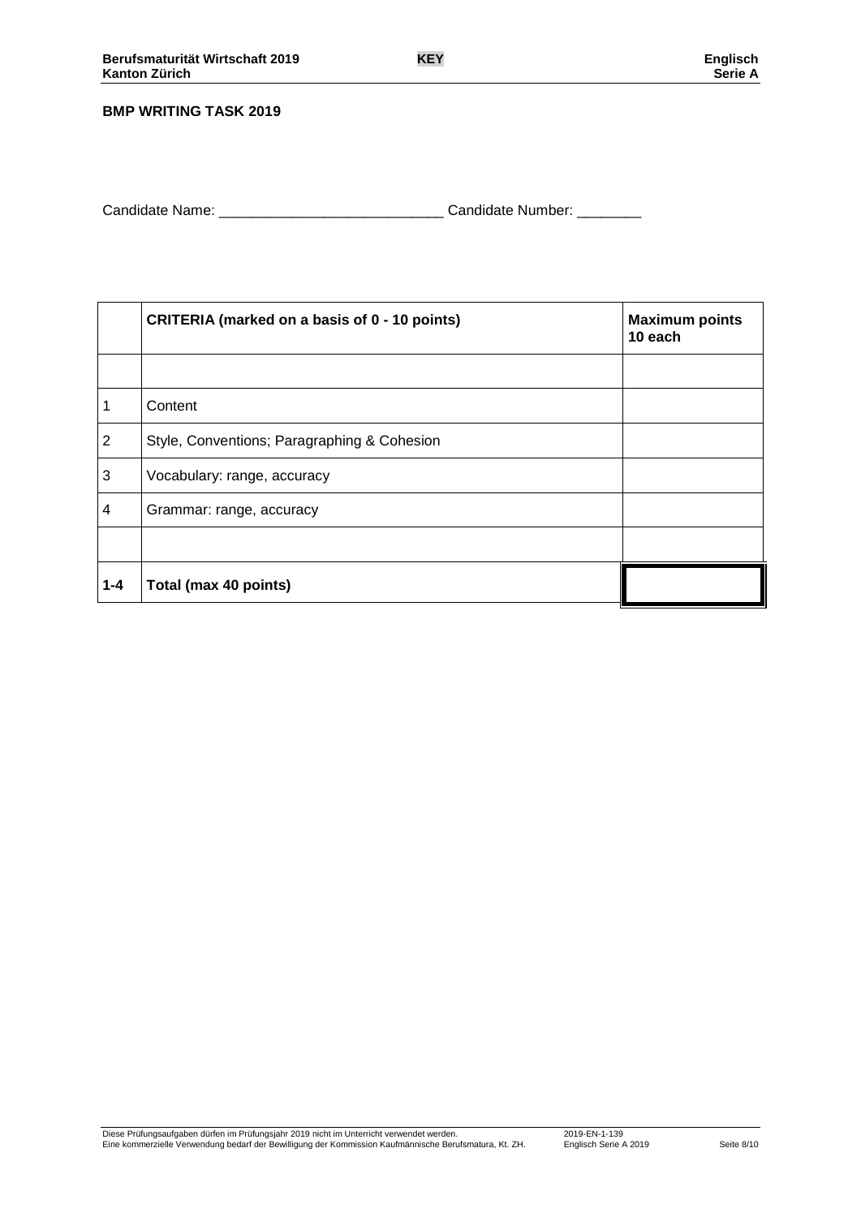**BMP WRITING TASK 2019**

Candidate Name: ____________________________ Candidate Number: ________

| | CRITERIA (marked on a basis of 0 - 10 points) | Maximum points 10 each |
|---|---|---|
| | | |
| 1 | Content | |
| 2 | Style, Conventions; Paragraphing & Cohesion | |
| 3 | Vocabulary: range, accuracy | |
| 4 | Grammar: range, accuracy | |
| | | |
| **1-4** | **Total (max 40 points)** | |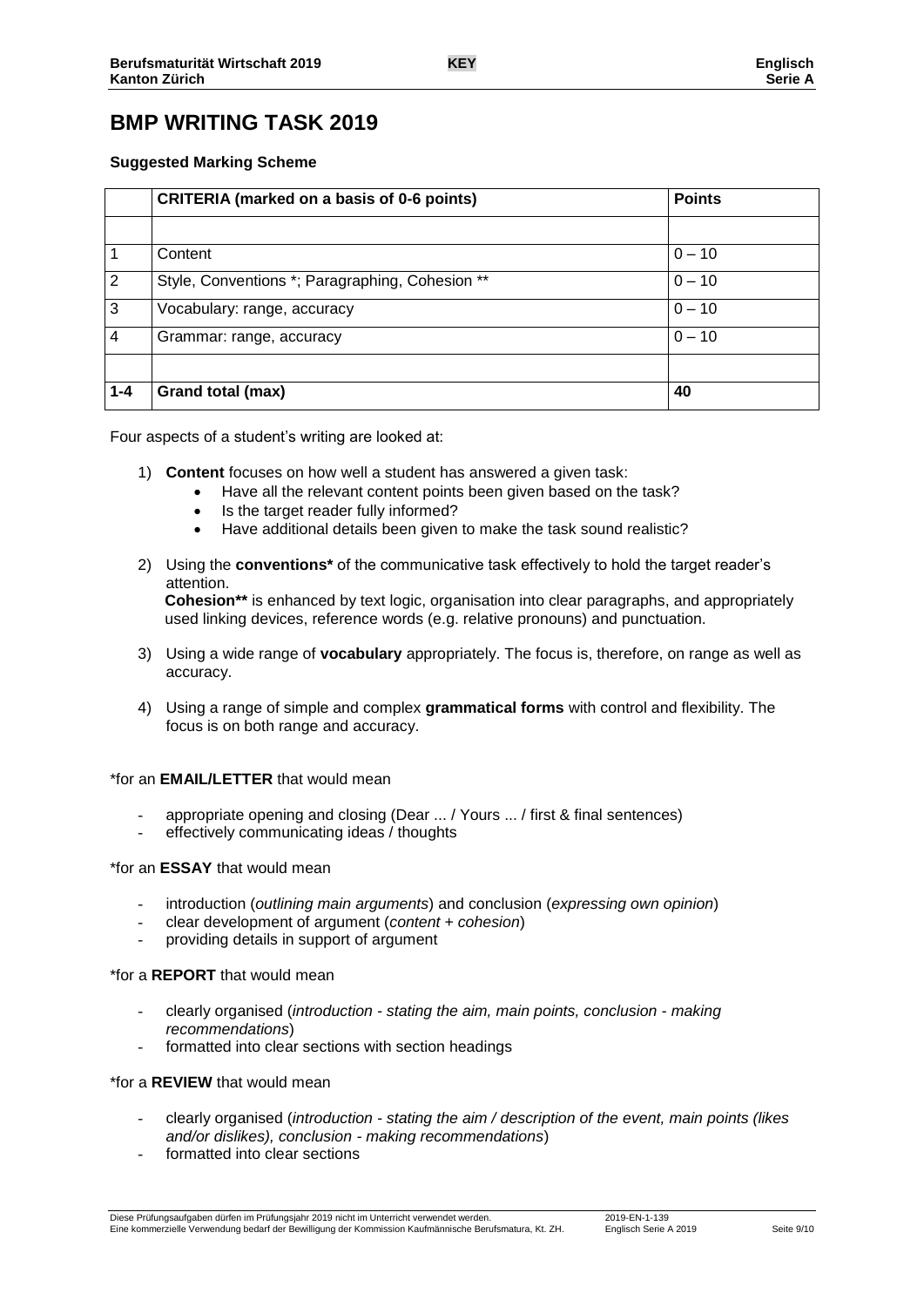# BMP WRITING TASK 2019

**Suggested Marking Scheme**

| | CRITERIA (marked on a basis of 0-6 points) | Points |
|---|---|---|
| | | |
| 1 | Content | 0 – 10 |
| 2 | Style, Conventions *; Paragraphing, Cohesion ** | 0 – 10 |
| 3 | Vocabulary: range, accuracy | 0 – 10 |
| 4 | Grammar: range, accuracy | 0 – 10 |
| | | |
| **1-4** | **Grand total (max)** | **40** |

Four aspects of a student's writing are looked at:

1) **Content** focuses on how well a student has answered a given task:
   - Have all the relevant content points been given based on the task?
   - Is the target reader fully informed?
   - Have additional details been given to make the task sound realistic?

2) Using the **conventions*** of the communicative task effectively to hold the target reader's attention.
   **Cohesion**** is enhanced by text logic, organisation into clear paragraphs, and appropriately used linking devices, reference words (e.g. relative pronouns) and punctuation.

3) Using a wide range of **vocabulary** appropriately. The focus is, therefore, on range as well as accuracy.

4) Using a range of simple and complex **grammatical forms** with control and flexibility. The focus is on both range and accuracy.

*for an **EMAIL/LETTER** that would mean

- appropriate opening and closing (Dear ... / Yours ... / first & final sentences)
- effectively communicating ideas / thoughts

*for an **ESSAY** that would mean

- introduction (*outlining main arguments*) and conclusion (*expressing own opinion*)
- clear development of argument (*content + cohesion*)
- providing details in support of argument

*for a **REPORT** that would mean

- clearly organised (*introduction - stating the aim, main points, conclusion - making recommendations*)
- formatted into clear sections with section headings

*for a **REVIEW** that would mean

- clearly organised (*introduction - stating the aim / description of the event, main points (likes and/or dislikes), conclusion - making recommendations*)
- formatted into clear sections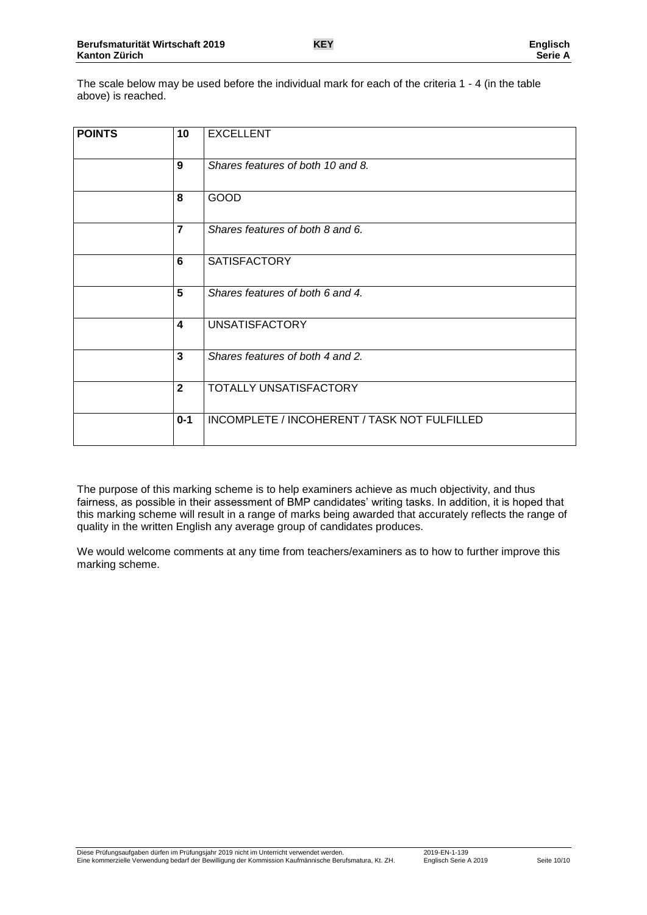The scale below may be used before the individual mark for each of the criteria 1 - 4 (in the table above) is reached.

| **POINTS** | **10** | EXCELLENT |
|---|---|---|
| | **9** | *Shares features of both 10 and 8.* |
| | **8** | GOOD |
| | **7** | *Shares features of both 8 and 6.* |
| | **6** | SATISFACTORY |
| | **5** | *Shares features of both 6 and 4.* |
| | **4** | UNSATISFACTORY |
| | **3** | *Shares features of both 4 and 2.* |
| | **2** | TOTALLY UNSATISFACTORY |
| | **0-1** | INCOMPLETE / INCOHERENT / TASK NOT FULFILLED |

The purpose of this marking scheme is to help examiners achieve as much objectivity, and thus fairness, as possible in their assessment of BMP candidates' writing tasks. In addition, it is hoped that this marking scheme will result in a range of marks being awarded that accurately reflects the range of quality in the written English any average group of candidates produces.

We would welcome comments at any time from teachers/examiners as to how to further improve this marking scheme.